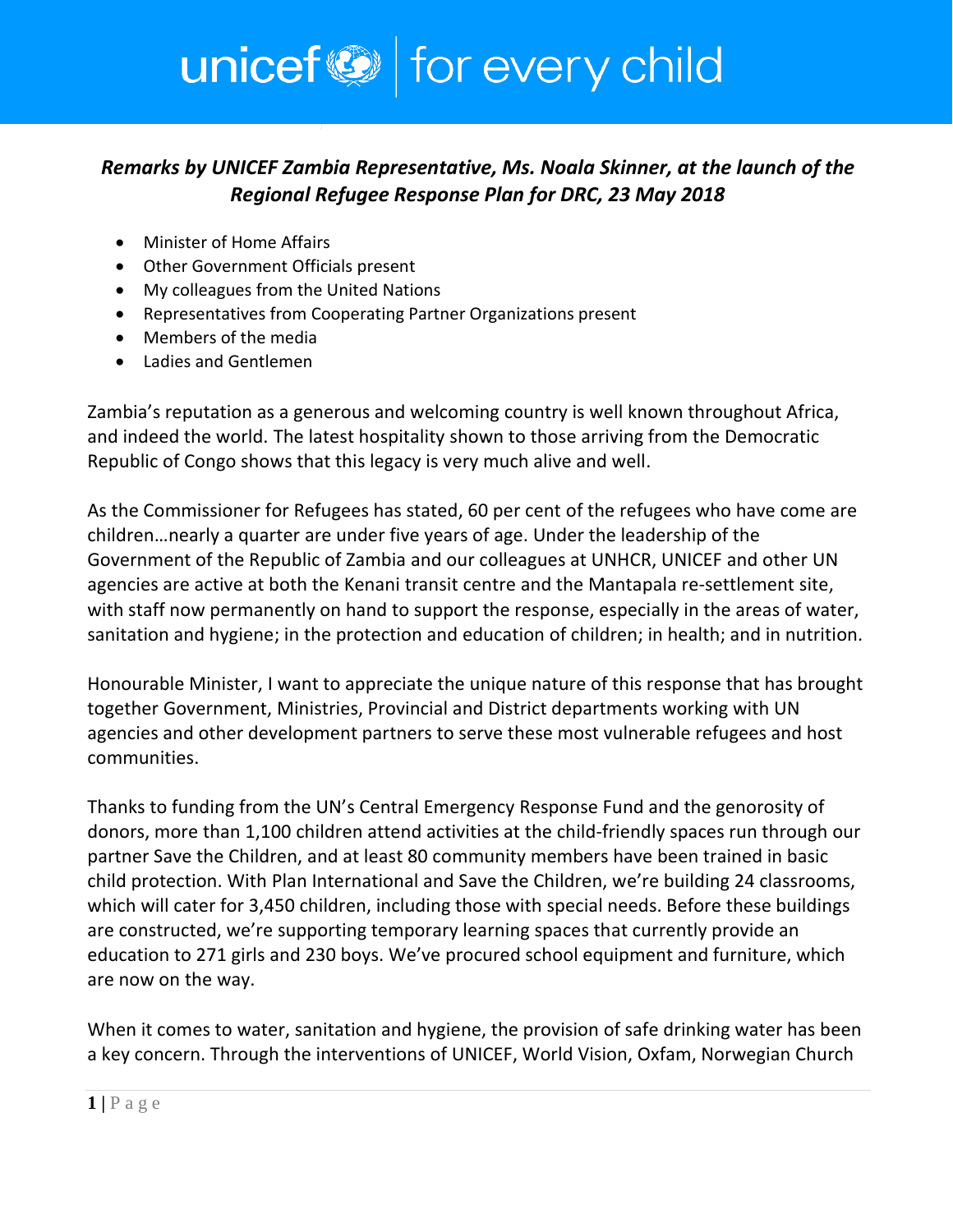***Remarks by UNICEF Zambia Representative, Ms. Noala Skinner, at the launch of the Regional Refugee Response Plan for DRC, 23 May 2018***

- Minister of Home Affairs
- Other Government Officials present
- My colleagues from the United Nations
- Representatives from Cooperating Partner Organizations present
- Members of the media
- Ladies and Gentlemen

Zambia's reputation as a generous and welcoming country is well known throughout Africa, and indeed the world. The latest hospitality shown to those arriving from the Democratic Republic of Congo shows that this legacy is very much alive and well.

As the Commissioner for Refugees has stated, 60 per cent of the refugees who have come are children…nearly a quarter are under five years of age. Under the leadership of the Government of the Republic of Zambia and our colleagues at UNHCR, UNICEF and other UN agencies are active at both the Kenani transit centre and the Mantapala re-settlement site, with staff now permanently on hand to support the response, especially in the areas of water, sanitation and hygiene; in the protection and education of children; in health; and in nutrition.

Honourable Minister, I want to appreciate the unique nature of this response that has brought together Government, Ministries, Provincial and District departments working with UN agencies and other development partners to serve these most vulnerable refugees and host communities.

Thanks to funding from the UN's Central Emergency Response Fund and the genorosity of donors, more than 1,100 children attend activities at the child-friendly spaces run through our partner Save the Children, and at least 80 community members have been trained in basic child protection. With Plan International and Save the Children, we're building 24 classrooms, which will cater for 3,450 children, including those with special needs. Before these buildings are constructed, we're supporting temporary learning spaces that currently provide an education to 271 girls and 230 boys. We've procured school equipment and furniture, which are now on the way.

When it comes to water, sanitation and hygiene, the provision of safe drinking water has been a key concern. Through the interventions of UNICEF, World Vision, Oxfam, Norwegian Church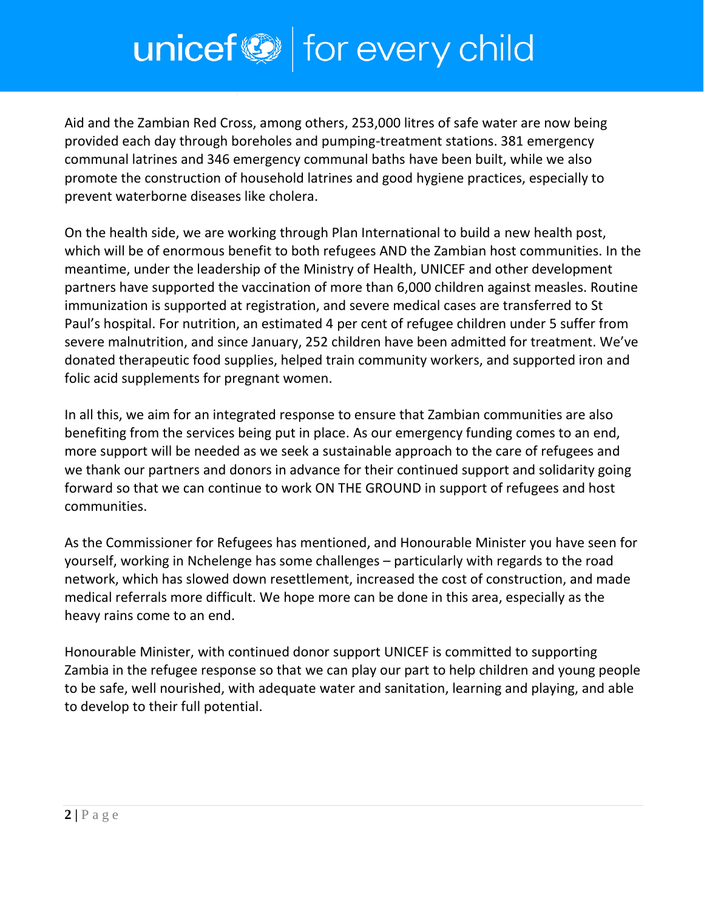Aid and the Zambian Red Cross, among others, 253,000 litres of safe water are now being provided each day through boreholes and pumping-treatment stations. 381 emergency communal latrines and 346 emergency communal baths have been built, while we also promote the construction of household latrines and good hygiene practices, especially to prevent waterborne diseases like cholera.

On the health side, we are working through Plan International to build a new health post, which will be of enormous benefit to both refugees AND the Zambian host communities. In the meantime, under the leadership of the Ministry of Health, UNICEF and other development partners have supported the vaccination of more than 6,000 children against measles. Routine immunization is supported at registration, and severe medical cases are transferred to St Paul's hospital. For nutrition, an estimated 4 per cent of refugee children under 5 suffer from severe malnutrition, and since January, 252 children have been admitted for treatment. We've donated therapeutic food supplies, helped train community workers, and supported iron and folic acid supplements for pregnant women.

In all this, we aim for an integrated response to ensure that Zambian communities are also benefiting from the services being put in place. As our emergency funding comes to an end, more support will be needed as we seek a sustainable approach to the care of refugees and we thank our partners and donors in advance for their continued support and solidarity going forward so that we can continue to work ON THE GROUND in support of refugees and host communities.

As the Commissioner for Refugees has mentioned, and Honourable Minister you have seen for yourself, working in Nchelenge has some challenges – particularly with regards to the road network, which has slowed down resettlement, increased the cost of construction, and made medical referrals more difficult. We hope more can be done in this area, especially as the heavy rains come to an end.

Honourable Minister, with continued donor support UNICEF is committed to supporting Zambia in the refugee response so that we can play our part to help children and young people to be safe, well nourished, with adequate water and sanitation, learning and playing, and able to develop to their full potential.